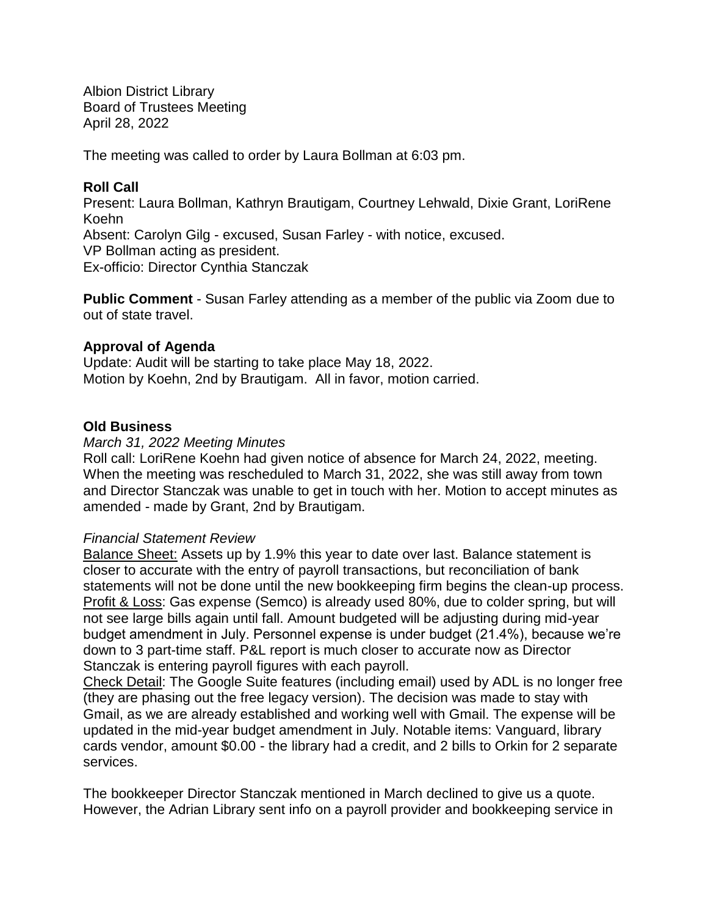Albion District Library
Board of Trustees Meeting
April 28, 2022

The meeting was called to order by Laura Bollman at 6:03 pm.

**Roll Call**
Present: Laura Bollman, Kathryn Brautigam, Courtney Lehwald, Dixie Grant, LoriRene Koehn
Absent: Carolyn Gilg - excused, Susan Farley - with notice, excused.
VP Bollman acting as president.
Ex-officio: Director Cynthia Stanczak

**Public Comment** - Susan Farley attending as a member of the public via Zoom due to out of state travel.

**Approval of Agenda**
Update: Audit will be starting to take place May 18, 2022.
Motion by Koehn, 2nd by Brautigam. All in favor, motion carried.

**Old Business**

*March 31, 2022 Meeting Minutes*
Roll call: LoriRene Koehn had given notice of absence for March 24, 2022, meeting. When the meeting was rescheduled to March 31, 2022, she was still away from town and Director Stanczak was unable to get in touch with her. Motion to accept minutes as amended - made by Grant, 2nd by Brautigam.

*Financial Statement Review*
Balance Sheet: Assets up by 1.9% this year to date over last. Balance statement is closer to accurate with the entry of payroll transactions, but reconciliation of bank statements will not be done until the new bookkeeping firm begins the clean-up process.
Profit & Loss: Gas expense (Semco) is already used 80%, due to colder spring, but will not see large bills again until fall. Amount budgeted will be adjusting during mid-year budget amendment in July. Personnel expense is under budget (21.4%), because we're down to 3 part-time staff. P&L report is much closer to accurate now as Director Stanczak is entering payroll figures with each payroll.
Check Detail: The Google Suite features (including email) used by ADL is no longer free (they are phasing out the free legacy version). The decision was made to stay with Gmail, as we are already established and working well with Gmail. The expense will be updated in the mid-year budget amendment in July. Notable items: Vanguard, library cards vendor, amount $0.00 - the library had a credit, and 2 bills to Orkin for 2 separate services.

The bookkeeper Director Stanczak mentioned in March declined to give us a quote. However, the Adrian Library sent info on a payroll provider and bookkeeping service in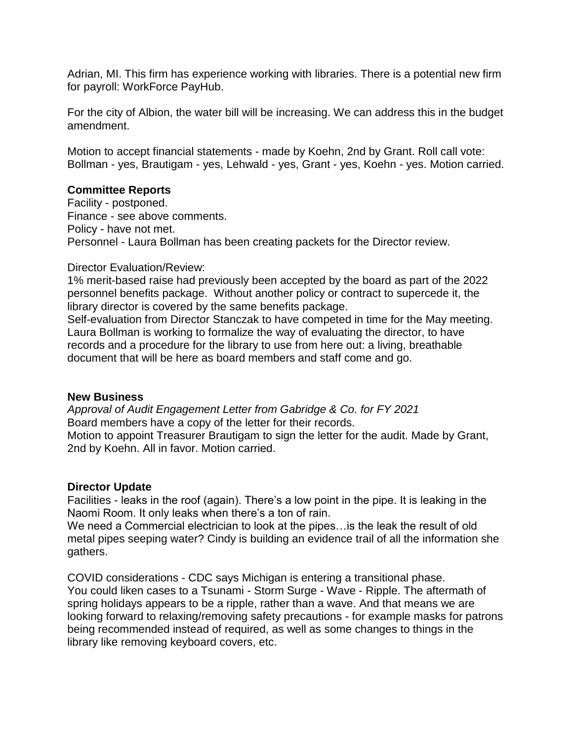Adrian, MI. This firm has experience working with libraries. There is a potential new firm for payroll: WorkForce PayHub.

For the city of Albion, the water bill will be increasing. We can address this in the budget amendment.

Motion to accept financial statements - made by Koehn, 2nd by Grant. Roll call vote: Bollman - yes, Brautigam - yes, Lehwald - yes, Grant - yes, Koehn - yes. Motion carried.

**Committee Reports**

Facility - postponed.
Finance - see above comments.
Policy - have not met.
Personnel - Laura Bollman has been creating packets for the Director review.

Director Evaluation/Review:
1% merit-based raise had previously been accepted by the board as part of the 2022 personnel benefits package. Without another policy or contract to supercede it, the library director is covered by the same benefits package.
Self-evaluation from Director Stanczak to have competed in time for the May meeting. Laura Bollman is working to formalize the way of evaluating the director, to have records and a procedure for the library to use from here out: a living, breathable document that will be here as board members and staff come and go.

**New Business**

*Approval of Audit Engagement Letter from Gabridge & Co. for FY 2021*
Board members have a copy of the letter for their records.
Motion to appoint Treasurer Brautigam to sign the letter for the audit. Made by Grant, 2nd by Koehn. All in favor. Motion carried.

**Director Update**

Facilities - leaks in the roof (again). There's a low point in the pipe. It is leaking in the Naomi Room. It only leaks when there's a ton of rain.
We need a Commercial electrician to look at the pipes…is the leak the result of old metal pipes seeping water? Cindy is building an evidence trail of all the information she gathers.

COVID considerations - CDC says Michigan is entering a transitional phase.
You could liken cases to a Tsunami - Storm Surge - Wave - Ripple. The aftermath of spring holidays appears to be a ripple, rather than a wave. And that means we are looking forward to relaxing/removing safety precautions - for example masks for patrons being recommended instead of required, as well as some changes to things in the library like removing keyboard covers, etc.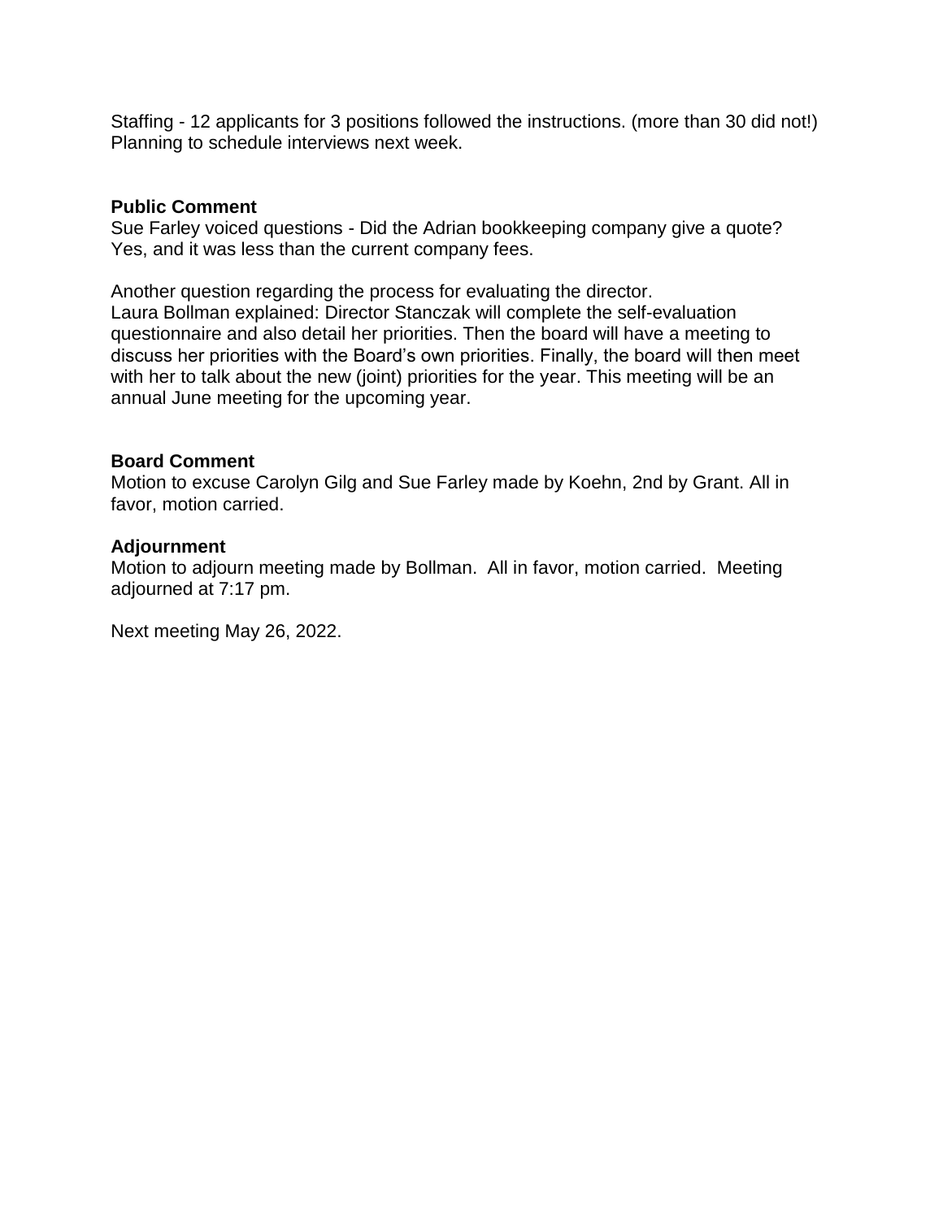Staffing - 12 applicants for 3 positions followed the instructions. (more than 30 did not!) Planning to schedule interviews next week.

**Public Comment**

Sue Farley voiced questions - Did the Adrian bookkeeping company give a quote? Yes, and it was less than the current company fees.

Another question regarding the process for evaluating the director.
Laura Bollman explained: Director Stanczak will complete the self-evaluation questionnaire and also detail her priorities. Then the board will have a meeting to discuss her priorities with the Board's own priorities. Finally, the board will then meet with her to talk about the new (joint) priorities for the year. This meeting will be an annual June meeting for the upcoming year.

**Board Comment**

Motion to excuse Carolyn Gilg and Sue Farley made by Koehn, 2nd by Grant. All in favor, motion carried.

**Adjournment**

Motion to adjourn meeting made by Bollman. All in favor, motion carried. Meeting adjourned at 7:17 pm.

Next meeting May 26, 2022.